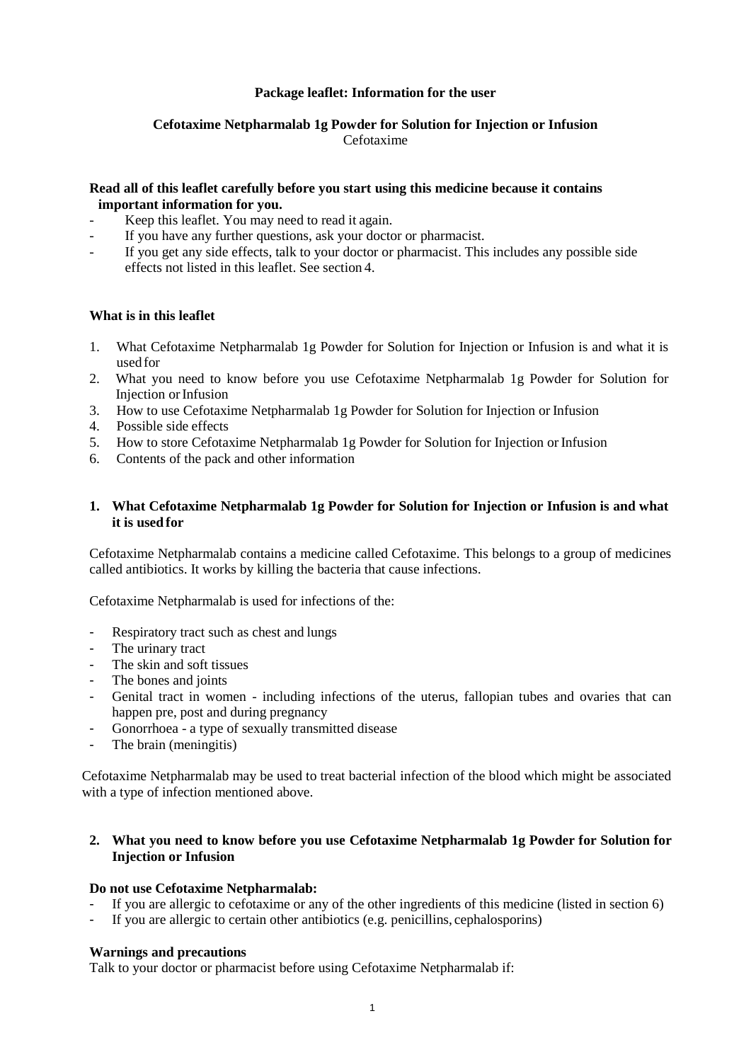**Package leaflet: Information for the user**

**Cefotaxime Netpharmalab 1g Powder for Solution for Injection or Infusion**
Cefotaxime

**Read all of this leaflet carefully before you start using this medicine because it contains important information for you.**

- Keep this leaflet. You may need to read it again.
- If you have any further questions, ask your doctor or pharmacist.
- If you get any side effects, talk to your doctor or pharmacist. This includes any possible side effects not listed in this leaflet. See section 4.

**What is in this leaflet**

1. What Cefotaxime Netpharmalab 1g Powder for Solution for Injection or Infusion is and what it is used for
2. What you need to know before you use Cefotaxime Netpharmalab 1g Powder for Solution for Injection or Infusion
3. How to use Cefotaxime Netpharmalab 1g Powder for Solution for Injection or Infusion
4. Possible side effects
5. How to store Cefotaxime Netpharmalab 1g Powder for Solution for Injection or Infusion
6. Contents of the pack and other information

## 1. What Cefotaxime Netpharmalab 1g Powder for Solution for Injection or Infusion is and what it is used for

Cefotaxime Netpharmalab contains a medicine called Cefotaxime. This belongs to a group of medicines called antibiotics. It works by killing the bacteria that cause infections.

Cefotaxime Netpharmalab is used for infections of the:

- Respiratory tract such as chest and lungs
- The urinary tract
- The skin and soft tissues
- The bones and joints
- Genital tract in women - including infections of the uterus, fallopian tubes and ovaries that can happen pre, post and during pregnancy
- Gonorrhoea - a type of sexually transmitted disease
- The brain (meningitis)

Cefotaxime Netpharmalab may be used to treat bacterial infection of the blood which might be associated with a type of infection mentioned above.

## 2. What you need to know before you use Cefotaxime Netpharmalab 1g Powder for Solution for Injection or Infusion

**Do not use Cefotaxime Netpharmalab:**

- If you are allergic to cefotaxime or any of the other ingredients of this medicine (listed in section 6)
- If you are allergic to certain other antibiotics (e.g. penicillins, cephalosporins)

**Warnings and precautions**

Talk to your doctor or pharmacist before using Cefotaxime Netpharmalab if: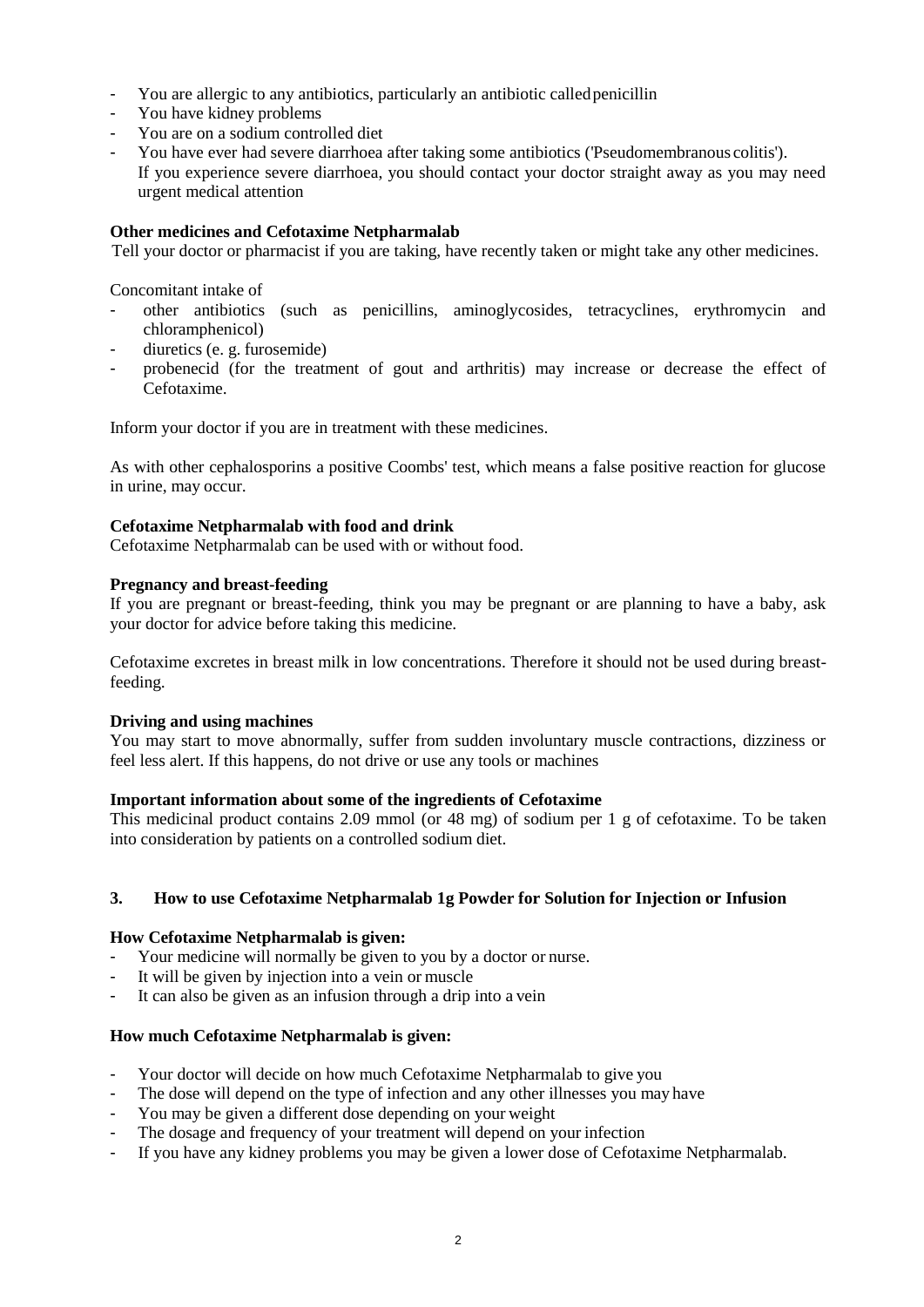- You are allergic to any antibiotics, particularly an antibiotic called penicillin
- You have kidney problems
- You are on a sodium controlled diet
- You have ever had severe diarrhoea after taking some antibiotics ('Pseudomembranous colitis'). If you experience severe diarrhoea, you should contact your doctor straight away as you may need urgent medical attention

**Other medicines and Cefotaxime Netpharmalab**

Tell your doctor or pharmacist if you are taking, have recently taken or might take any other medicines.

Concomitant intake of

- other antibiotics (such as penicillins, aminoglycosides, tetracyclines, erythromycin and chloramphenicol)
- diuretics (e. g. furosemide)
- probenecid (for the treatment of gout and arthritis) may increase or decrease the effect of Cefotaxime.

Inform your doctor if you are in treatment with these medicines.

As with other cephalosporins a positive Coombs' test, which means a false positive reaction for glucose in urine, may occur.

**Cefotaxime Netpharmalab with food and drink**

Cefotaxime Netpharmalab can be used with or without food.

**Pregnancy and breast-feeding**

If you are pregnant or breast-feeding, think you may be pregnant or are planning to have a baby, ask your doctor for advice before taking this medicine.

Cefotaxime excretes in breast milk in low concentrations. Therefore it should not be used during breast-feeding.

**Driving and using machines**

You may start to move abnormally, suffer from sudden involuntary muscle contractions, dizziness or feel less alert. If this happens, do not drive or use any tools or machines

**Important information about some of the ingredients of Cefotaxime**

This medicinal product contains 2.09 mmol (or 48 mg) of sodium per 1 g of cefotaxime. To be taken into consideration by patients on a controlled sodium diet.

## 3. How to use Cefotaxime Netpharmalab 1g Powder for Solution for Injection or Infusion

**How Cefotaxime Netpharmalab is given:**

- Your medicine will normally be given to you by a doctor or nurse.
- It will be given by injection into a vein or muscle
- It can also be given as an infusion through a drip into a vein

**How much Cefotaxime Netpharmalab is given:**

- Your doctor will decide on how much Cefotaxime Netpharmalab to give you
- The dose will depend on the type of infection and any other illnesses you may have
- You may be given a different dose depending on your weight
- The dosage and frequency of your treatment will depend on your infection
- If you have any kidney problems you may be given a lower dose of Cefotaxime Netpharmalab.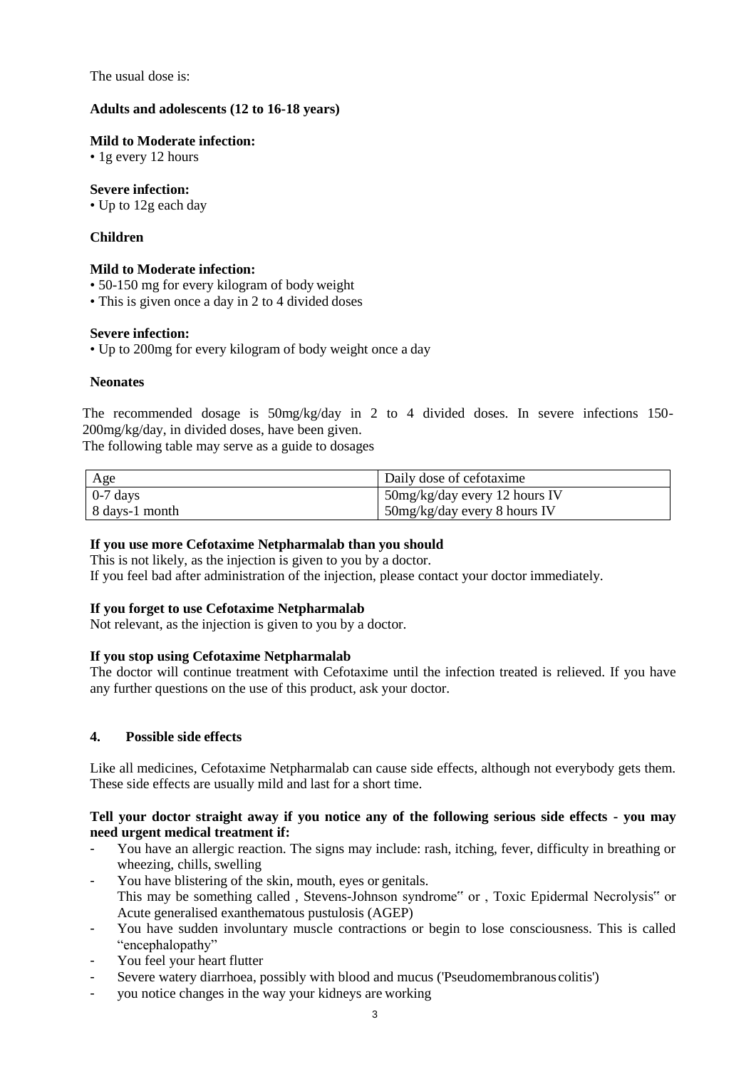The usual dose is:

**Adults and adolescents (12 to 16-18 years)**

**Mild to Moderate infection:**
- 1g every 12 hours

**Severe infection:**
- Up to 12g each day

**Children**

**Mild to Moderate infection:**
- 50-150 mg for every kilogram of body weight
- This is given once a day in 2 to 4 divided doses

**Severe infection:**
- Up to 200mg for every kilogram of body weight once a day

**Neonates**

The recommended dosage is 50mg/kg/day in 2 to 4 divided doses. In severe infections 150-200mg/kg/day, in divided doses, have been given.
The following table may serve as a guide to dosages

| Age | Daily dose of cefotaxime |
|---|---|
| 0-7 days | 50mg/kg/day every 12 hours IV |
| 8 days-1 month | 50mg/kg/day every 8 hours IV |

**If you use more Cefotaxime Netpharmalab than you should**
This is not likely, as the injection is given to you by a doctor.
If you feel bad after administration of the injection, please contact your doctor immediately.

**If you forget to use Cefotaxime Netpharmalab**
Not relevant, as the injection is given to you by a doctor.

**If you stop using Cefotaxime Netpharmalab**
The doctor will continue treatment with Cefotaxime until the infection treated is relieved. If you have any further questions on the use of this product, ask your doctor.

## 4. Possible side effects

Like all medicines, Cefotaxime Netpharmalab can cause side effects, although not everybody gets them. These side effects are usually mild and last for a short time.

**Tell your doctor straight away if you notice any of the following serious side effects - you may need urgent medical treatment if:**

- You have an allergic reaction. The signs may include: rash, itching, fever, difficulty in breathing or wheezing, chills, swelling
- You have blistering of the skin, mouth, eyes or genitals.
  This may be something called , Stevens-Johnson syndrome" or , Toxic Epidermal Necrolysis" or Acute generalised exanthematous pustulosis (AGEP)
- You have sudden involuntary muscle contractions or begin to lose consciousness. This is called "encephalopathy"
- You feel your heart flutter
- Severe watery diarrhoea, possibly with blood and mucus ('Pseudomembranous colitis')
- you notice changes in the way your kidneys are working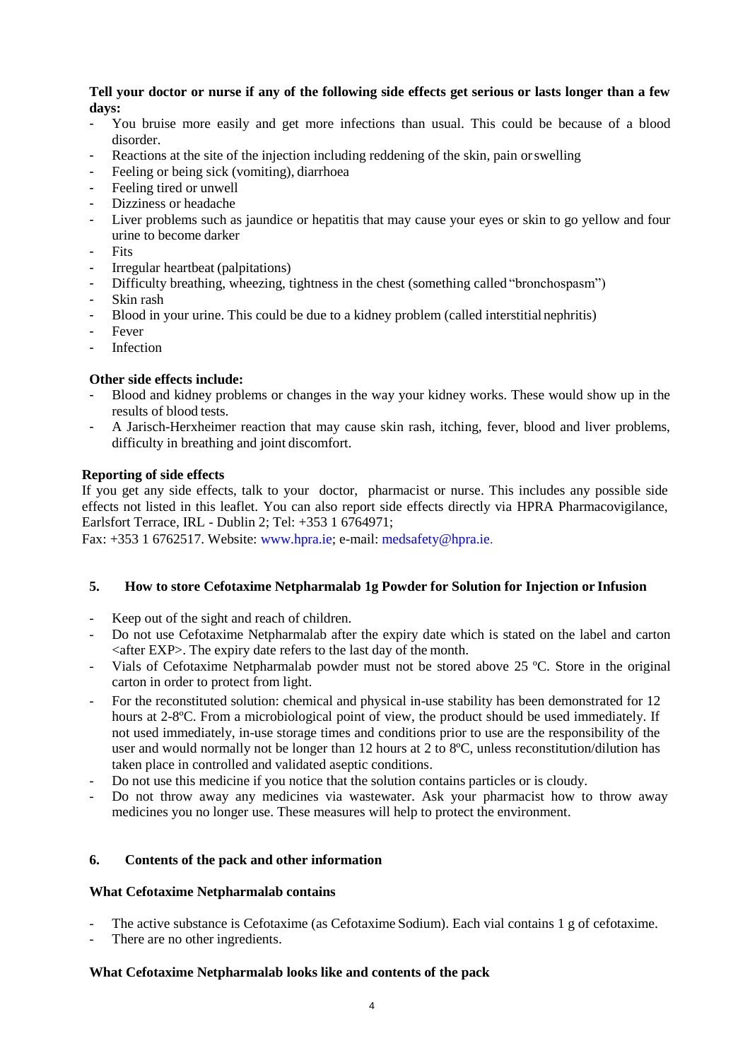**Tell your doctor or nurse if any of the following side effects get serious or lasts longer than a few days:**

- You bruise more easily and get more infections than usual. This could be because of a blood disorder.
- Reactions at the site of the injection including reddening of the skin, pain or swelling
- Feeling or being sick (vomiting), diarrhoea
- Feeling tired or unwell
- Dizziness or headache
- Liver problems such as jaundice or hepatitis that may cause your eyes or skin to go yellow and four urine to become darker
- Fits
- Irregular heartbeat (palpitations)
- Difficulty breathing, wheezing, tightness in the chest (something called "bronchospasm")
- Skin rash
- Blood in your urine. This could be due to a kidney problem (called interstitial nephritis)
- Fever
- Infection

**Other side effects include:**

- Blood and kidney problems or changes in the way your kidney works. These would show up in the results of blood tests.
- A Jarisch-Herxheimer reaction that may cause skin rash, itching, fever, blood and liver problems, difficulty in breathing and joint discomfort.

**Reporting of side effects**

If you get any side effects, talk to your doctor, pharmacist or nurse. This includes any possible side effects not listed in this leaflet. You can also report side effects directly via HPRA Pharmacovigilance, Earlsfort Terrace, IRL - Dublin 2; Tel: +353 1 6764971;
Fax: +353 1 6762517. Website: www.hpra.ie; e-mail: medsafety@hpra.ie.

## 5. How to store Cefotaxime Netpharmalab 1g Powder for Solution for Injection or Infusion

- Keep out of the sight and reach of children.
- Do not use Cefotaxime Netpharmalab after the expiry date which is stated on the label and carton <after EXP>. The expiry date refers to the last day of the month.
- Vials of Cefotaxime Netpharmalab powder must not be stored above 25 ºC. Store in the original carton in order to protect from light.
- For the reconstituted solution: chemical and physical in-use stability has been demonstrated for 12 hours at 2-8ºC. From a microbiological point of view, the product should be used immediately. If not used immediately, in-use storage times and conditions prior to use are the responsibility of the user and would normally not be longer than 12 hours at 2 to 8ºC, unless reconstitution/dilution has taken place in controlled and validated aseptic conditions.
- Do not use this medicine if you notice that the solution contains particles or is cloudy.
- Do not throw away any medicines via wastewater. Ask your pharmacist how to throw away medicines you no longer use. These measures will help to protect the environment.

## 6. Contents of the pack and other information

**What Cefotaxime Netpharmalab contains**

- The active substance is Cefotaxime (as Cefotaxime Sodium). Each vial contains 1 g of cefotaxime.
- There are no other ingredients.

**What Cefotaxime Netpharmalab looks like and contents of the pack**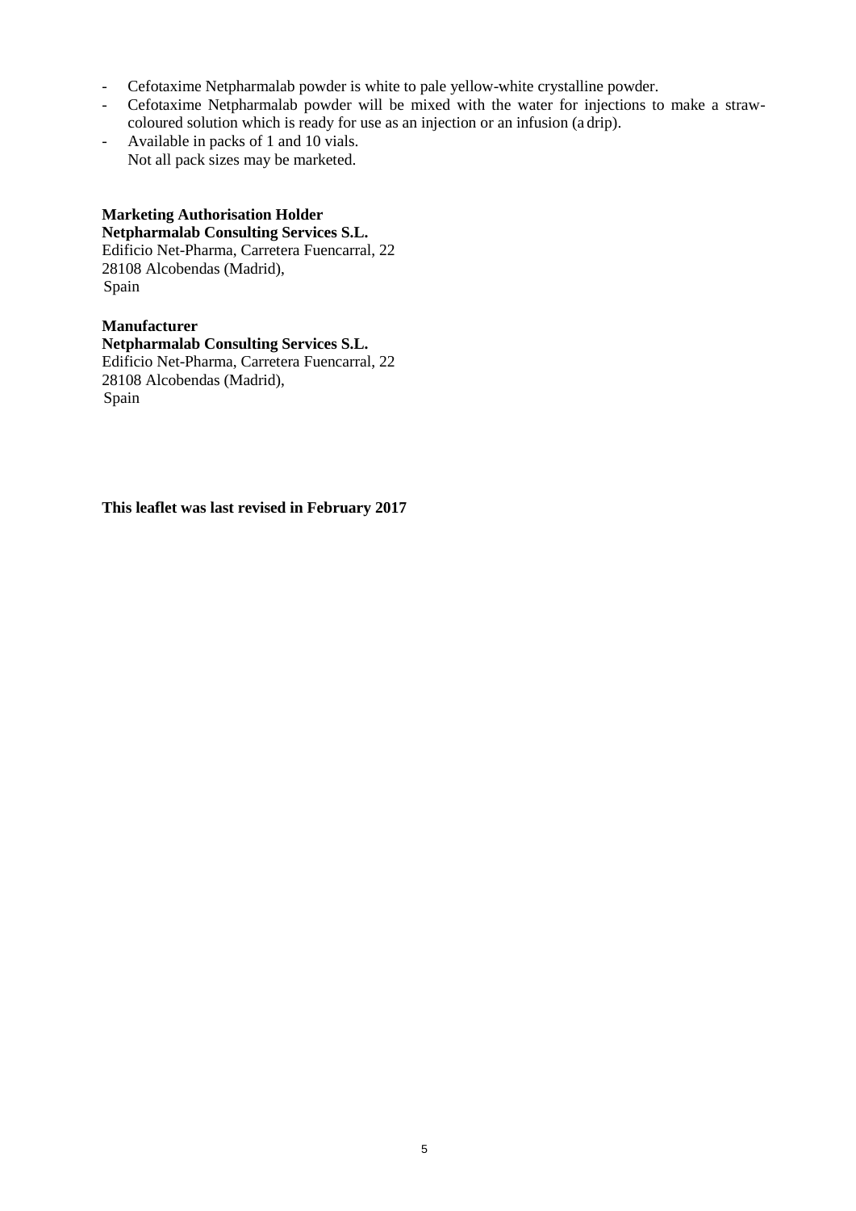- Cefotaxime Netpharmalab powder is white to pale yellow-white crystalline powder.
- Cefotaxime Netpharmalab powder will be mixed with the water for injections to make a straw-coloured solution which is ready for use as an injection or an infusion (a drip).
- Available in packs of 1 and 10 vials.
  Not all pack sizes may be marketed.

**Marketing Authorisation Holder**
**Netpharmalab Consulting Services S.L.**
Edificio Net-Pharma, Carretera Fuencarral, 22
28108 Alcobendas (Madrid),
Spain

**Manufacturer**
**Netpharmalab Consulting Services S.L.**
Edificio Net-Pharma, Carretera Fuencarral, 22
28108 Alcobendas (Madrid),
Spain

**This leaflet was last revised in February 2017**